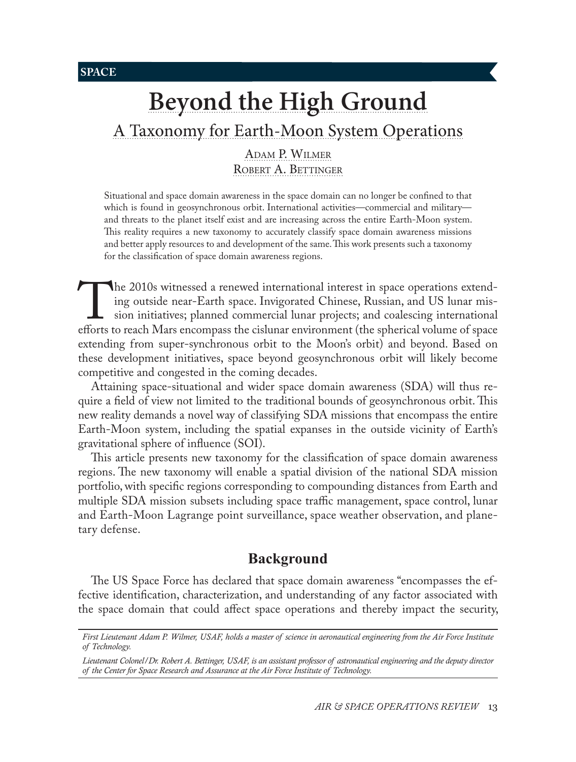SPACE

# Beyond the High Ground

## A Taxonomy for Earth-Moon System Operations

Adam P. Wilmer
Robert A. Bettinger

Situational and space domain awareness in the space domain can no longer be confined to that which is found in geosynchronous orbit. International activities—commercial and military—and threats to the planet itself exist and are increasing across the entire Earth-Moon system. This reality requires a new taxonomy to accurately classify space domain awareness missions and better apply resources to and development of the same. This work presents such a taxonomy for the classification of space domain awareness regions.

The 2010s witnessed a renewed international interest in space operations extending outside near-Earth space. Invigorated Chinese, Russian, and US lunar mission initiatives; planned commercial lunar projects; and coalescing international efforts to reach Mars encompass the cislunar environment (the spherical volume of space extending from super-synchronous orbit to the Moon's orbit) and beyond. Based on these development initiatives, space beyond geosynchronous orbit will likely become competitive and congested in the coming decades.

Attaining space-situational and wider space domain awareness (SDA) will thus require a field of view not limited to the traditional bounds of geosynchronous orbit. This new reality demands a novel way of classifying SDA missions that encompass the entire Earth-Moon system, including the spatial expanses in the outside vicinity of Earth's gravitational sphere of influence (SOI).

This article presents new taxonomy for the classification of space domain awareness regions. The new taxonomy will enable a spatial division of the national SDA mission portfolio, with specific regions corresponding to compounding distances from Earth and multiple SDA mission subsets including space traffic management, space control, lunar and Earth-Moon Lagrange point surveillance, space weather observation, and planetary defense.

### Background

The US Space Force has declared that space domain awareness "encompasses the effective identification, characterization, and understanding of any factor associated with the space domain that could affect space operations and thereby impact the security,

*First Lieutenant Adam P. Wilmer, USAF, holds a master of science in aeronautical engineering from the Air Force Institute of Technology.*

*Lieutenant Colonel/Dr. Robert A. Bettinger, USAF, is an assistant professor of astronautical engineering and the deputy director of the Center for Space Research and Assurance at the Air Force Institute of Technology.*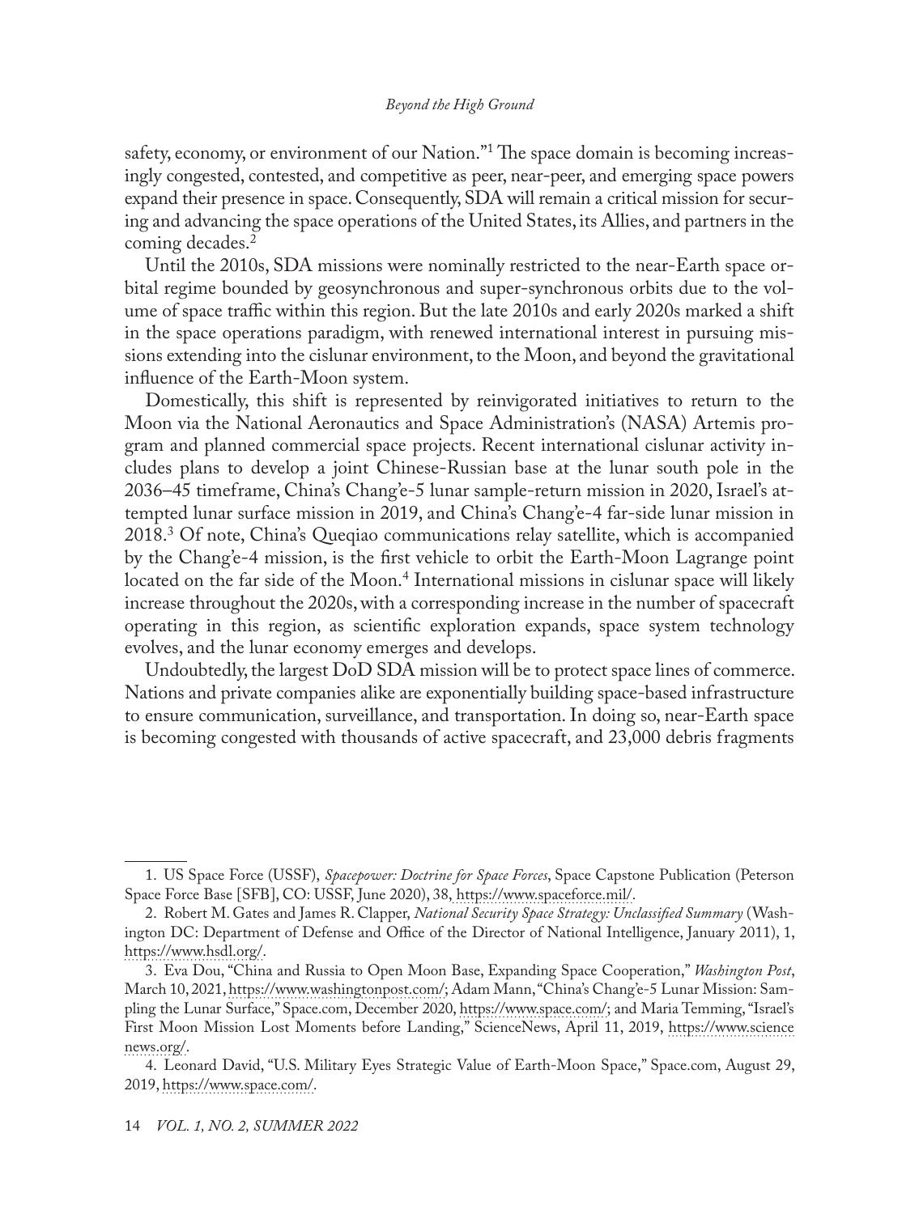safety, economy, or environment of our Nation."[1] The space domain is becoming increasingly congested, contested, and competitive as peer, near-peer, and emerging space powers expand their presence in space. Consequently, SDA will remain a critical mission for securing and advancing the space operations of the United States, its Allies, and partners in the coming decades.[2]

Until the 2010s, SDA missions were nominally restricted to the near-Earth space orbital regime bounded by geosynchronous and super-synchronous orbits due to the volume of space traffic within this region. But the late 2010s and early 2020s marked a shift in the space operations paradigm, with renewed international interest in pursuing missions extending into the cislunar environment, to the Moon, and beyond the gravitational influence of the Earth-Moon system.

Domestically, this shift is represented by reinvigorated initiatives to return to the Moon via the National Aeronautics and Space Administration's (NASA) Artemis program and planned commercial space projects. Recent international cislunar activity includes plans to develop a joint Chinese-Russian base at the lunar south pole in the 2036–45 timeframe, China's Chang'e-5 lunar sample-return mission in 2020, Israel's attempted lunar surface mission in 2019, and China's Chang'e-4 far-side lunar mission in 2018.[3] Of note, China's Queqiao communications relay satellite, which is accompanied by the Chang'e-4 mission, is the first vehicle to orbit the Earth-Moon Lagrange point located on the far side of the Moon.[4] International missions in cislunar space will likely increase throughout the 2020s, with a corresponding increase in the number of spacecraft operating in this region, as scientific exploration expands, space system technology evolves, and the lunar economy emerges and develops.

Undoubtedly, the largest DoD SDA mission will be to protect space lines of commerce. Nations and private companies alike are exponentially building space-based infrastructure to ensure communication, surveillance, and transportation. In doing so, near-Earth space is becoming congested with thousands of active spacecraft, and 23,000 debris fragments

---

1. US Space Force (USSF), *Spacepower: Doctrine for Space Forces*, Space Capstone Publication (Peterson Space Force Base [SFB], CO: USSF, June 2020), 38, https://www.spaceforce.mil/.

2. Robert M. Gates and James R. Clapper, *National Security Space Strategy: Unclassified Summary* (Washington DC: Department of Defense and Office of the Director of National Intelligence, January 2011), 1, https://www.hsdl.org/.

3. Eva Dou, "China and Russia to Open Moon Base, Expanding Space Cooperation," *Washington Post*, March 10, 2021, https://www.washingtonpost.com/; Adam Mann, "China's Chang'e-5 Lunar Mission: Sampling the Lunar Surface," Space.com, December 2020, https://www.space.com/; and Maria Temming, "Israel's First Moon Mission Lost Moments before Landing," ScienceNews, April 11, 2019, https://www.sciencenews.org/.

4. Leonard David, "U.S. Military Eyes Strategic Value of Earth-Moon Space," Space.com, August 29, 2019, https://www.space.com/.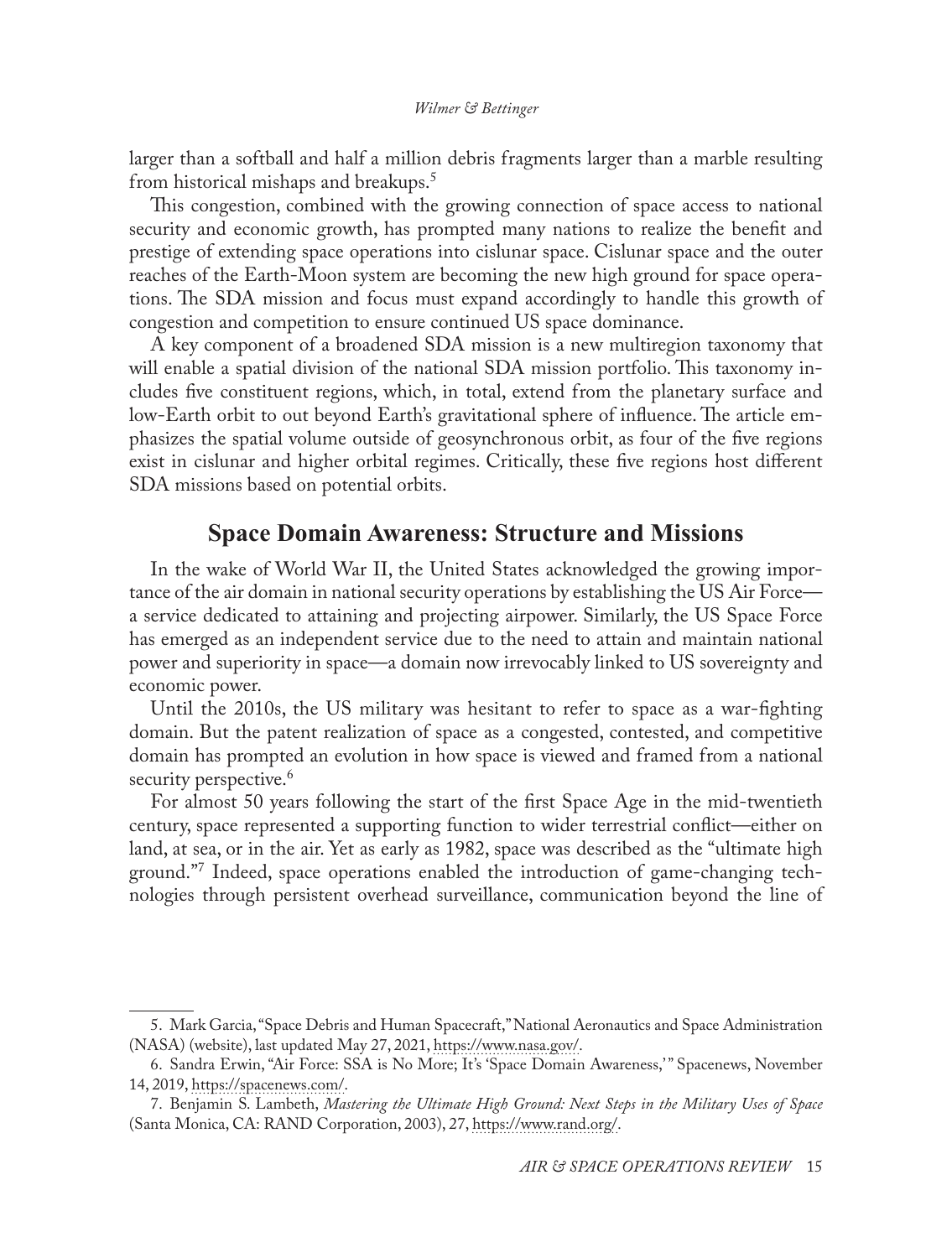larger than a softball and half a million debris fragments larger than a marble resulting from historical mishaps and breakups.[5]

This congestion, combined with the growing connection of space access to national security and economic growth, has prompted many nations to realize the benefit and prestige of extending space operations into cislunar space. Cislunar space and the outer reaches of the Earth-Moon system are becoming the new high ground for space operations. The SDA mission and focus must expand accordingly to handle this growth of congestion and competition to ensure continued US space dominance.

A key component of a broadened SDA mission is a new multiregion taxonomy that will enable a spatial division of the national SDA mission portfolio. This taxonomy includes five constituent regions, which, in total, extend from the planetary surface and low-Earth orbit to out beyond Earth's gravitational sphere of influence. The article emphasizes the spatial volume outside of geosynchronous orbit, as four of the five regions exist in cislunar and higher orbital regimes. Critically, these five regions host different SDA missions based on potential orbits.

## Space Domain Awareness: Structure and Missions

In the wake of World War II, the United States acknowledged the growing importance of the air domain in national security operations by establishing the US Air Force—a service dedicated to attaining and projecting airpower. Similarly, the US Space Force has emerged as an independent service due to the need to attain and maintain national power and superiority in space—a domain now irrevocably linked to US sovereignty and economic power.

Until the 2010s, the US military was hesitant to refer to space as a war-fighting domain. But the patent realization of space as a congested, contested, and competitive domain has prompted an evolution in how space is viewed and framed from a national security perspective.[6]

For almost 50 years following the start of the first Space Age in the mid-twentieth century, space represented a supporting function to wider terrestrial conflict—either on land, at sea, or in the air. Yet as early as 1982, space was described as the "ultimate high ground."[7] Indeed, space operations enabled the introduction of game-changing technologies through persistent overhead surveillance, communication beyond the line of

---

5. Mark Garcia, "Space Debris and Human Spacecraft," National Aeronautics and Space Administration (NASA) (website), last updated May 27, 2021, https://www.nasa.gov/.

6. Sandra Erwin, "Air Force: SSA is No More; It's 'Space Domain Awareness,'" Spacenews, November 14, 2019, https://spacenews.com/.

7. Benjamin S. Lambeth, *Mastering the Ultimate High Ground: Next Steps in the Military Uses of Space* (Santa Monica, CA: RAND Corporation, 2003), 27, https://www.rand.org/.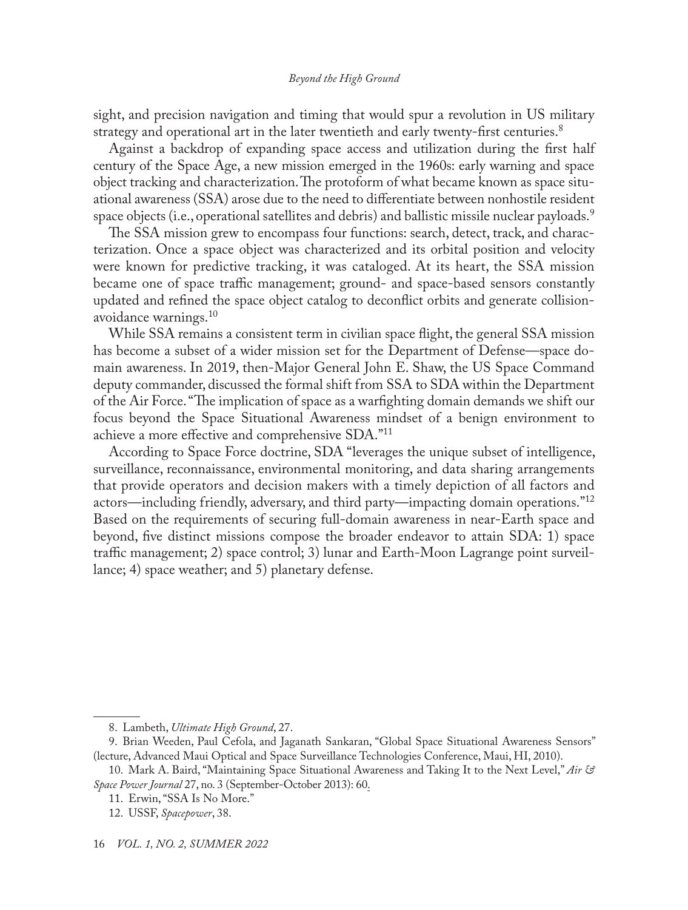sight, and precision navigation and timing that would spur a revolution in US military strategy and operational art in the later twentieth and early twenty-first centuries.[8]

Against a backdrop of expanding space access and utilization during the first half century of the Space Age, a new mission emerged in the 1960s: early warning and space object tracking and characterization. The protoform of what became known as space situational awareness (SSA) arose due to the need to differentiate between nonhostile resident space objects (i.e., operational satellites and debris) and ballistic missile nuclear payloads.[9]

The SSA mission grew to encompass four functions: search, detect, track, and characterization. Once a space object was characterized and its orbital position and velocity were known for predictive tracking, it was cataloged. At its heart, the SSA mission became one of space traffic management; ground- and space-based sensors constantly updated and refined the space object catalog to deconflict orbits and generate collision-avoidance warnings.[10]

While SSA remains a consistent term in civilian space flight, the general SSA mission has become a subset of a wider mission set for the Department of Defense—space domain awareness. In 2019, then-Major General John E. Shaw, the US Space Command deputy commander, discussed the formal shift from SSA to SDA within the Department of the Air Force. "The implication of space as a warfighting domain demands we shift our focus beyond the Space Situational Awareness mindset of a benign environment to achieve a more effective and comprehensive SDA."[11]

According to Space Force doctrine, SDA "leverages the unique subset of intelligence, surveillance, reconnaissance, environmental monitoring, and data sharing arrangements that provide operators and decision makers with a timely depiction of all factors and actors—including friendly, adversary, and third party—impacting domain operations."[12] Based on the requirements of securing full-domain awareness in near-Earth space and beyond, five distinct missions compose the broader endeavor to attain SDA: 1) space traffic management; 2) space control; 3) lunar and Earth-Moon Lagrange point surveillance; 4) space weather; and 5) planetary defense.

---

8. Lambeth, *Ultimate High Ground*, 27.

9. Brian Weeden, Paul Cefola, and Jaganath Sankaran, "Global Space Situational Awareness Sensors" (lecture, Advanced Maui Optical and Space Surveillance Technologies Conference, Maui, HI, 2010).

10. Mark A. Baird, "Maintaining Space Situational Awareness and Taking It to the Next Level," *Air & Space Power Journal* 27, no. 3 (September-October 2013): 60.

11. Erwin, "SSA Is No More."

12. USSF, *Spacepower*, 38.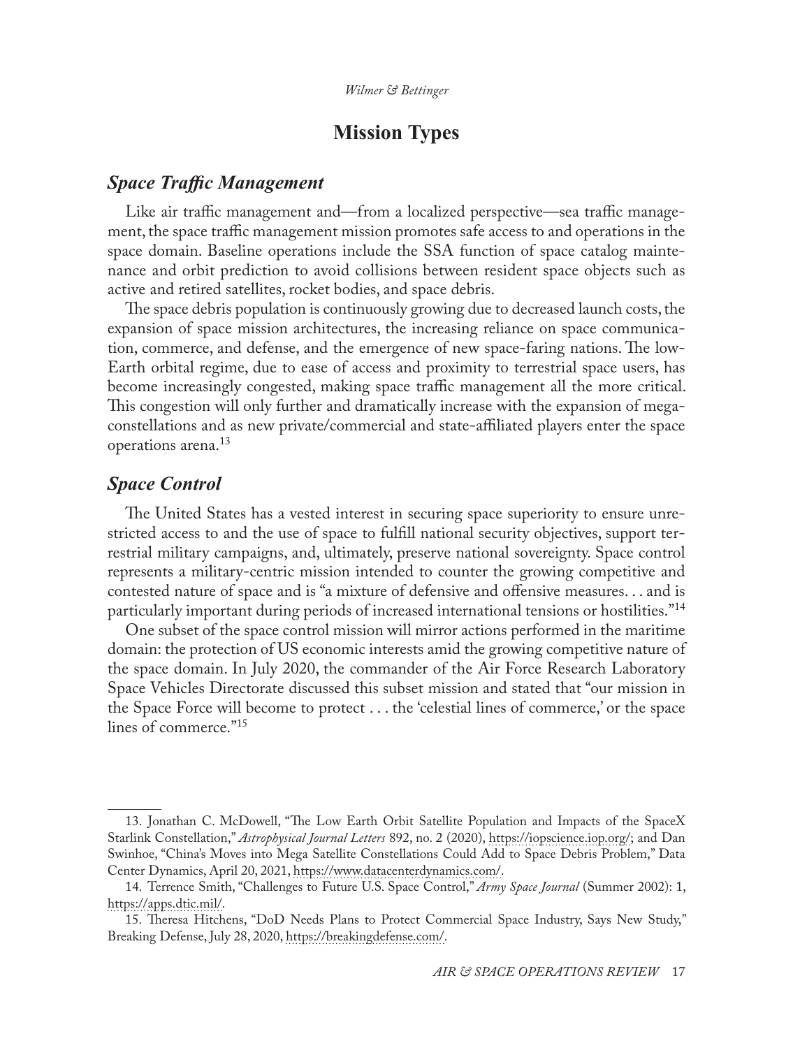## Mission Types

### *Space Traffic Management*

Like air traffic management and—from a localized perspective—sea traffic management, the space traffic management mission promotes safe access to and operations in the space domain. Baseline operations include the SSA function of space catalog maintenance and orbit prediction to avoid collisions between resident space objects such as active and retired satellites, rocket bodies, and space debris.

The space debris population is continuously growing due to decreased launch costs, the expansion of space mission architectures, the increasing reliance on space communication, commerce, and defense, and the emergence of new space-faring nations. The low-Earth orbital regime, due to ease of access and proximity to terrestrial space users, has become increasingly congested, making space traffic management all the more critical. This congestion will only further and dramatically increase with the expansion of mega-constellations and as new private/commercial and state-affiliated players enter the space operations arena.[13]

### *Space Control*

The United States has a vested interest in securing space superiority to ensure unrestricted access to and the use of space to fulfill national security objectives, support terrestrial military campaigns, and, ultimately, preserve national sovereignty. Space control represents a military-centric mission intended to counter the growing competitive and contested nature of space and is "a mixture of defensive and offensive measures. . . and is particularly important during periods of increased international tensions or hostilities."[14]

One subset of the space control mission will mirror actions performed in the maritime domain: the protection of US economic interests amid the growing competitive nature of the space domain. In July 2020, the commander of the Air Force Research Laboratory Space Vehicles Directorate discussed this subset mission and stated that "our mission in the Space Force will become to protect . . . the 'celestial lines of commerce,' or the space lines of commerce."[15]

---

13. Jonathan C. McDowell, "The Low Earth Orbit Satellite Population and Impacts of the SpaceX Starlink Constellation," *Astrophysical Journal Letters* 892, no. 2 (2020), https://iopscience.iop.org/; and Dan Swinhoe, "China's Moves into Mega Satellite Constellations Could Add to Space Debris Problem," Data Center Dynamics, April 20, 2021, https://www.datacenterdynamics.com/.

14. Terrence Smith, "Challenges to Future U.S. Space Control," *Army Space Journal* (Summer 2002): 1, https://apps.dtic.mil/.

15. Theresa Hitchens, "DoD Needs Plans to Protect Commercial Space Industry, Says New Study," Breaking Defense, July 28, 2020, https://breakingdefense.com/.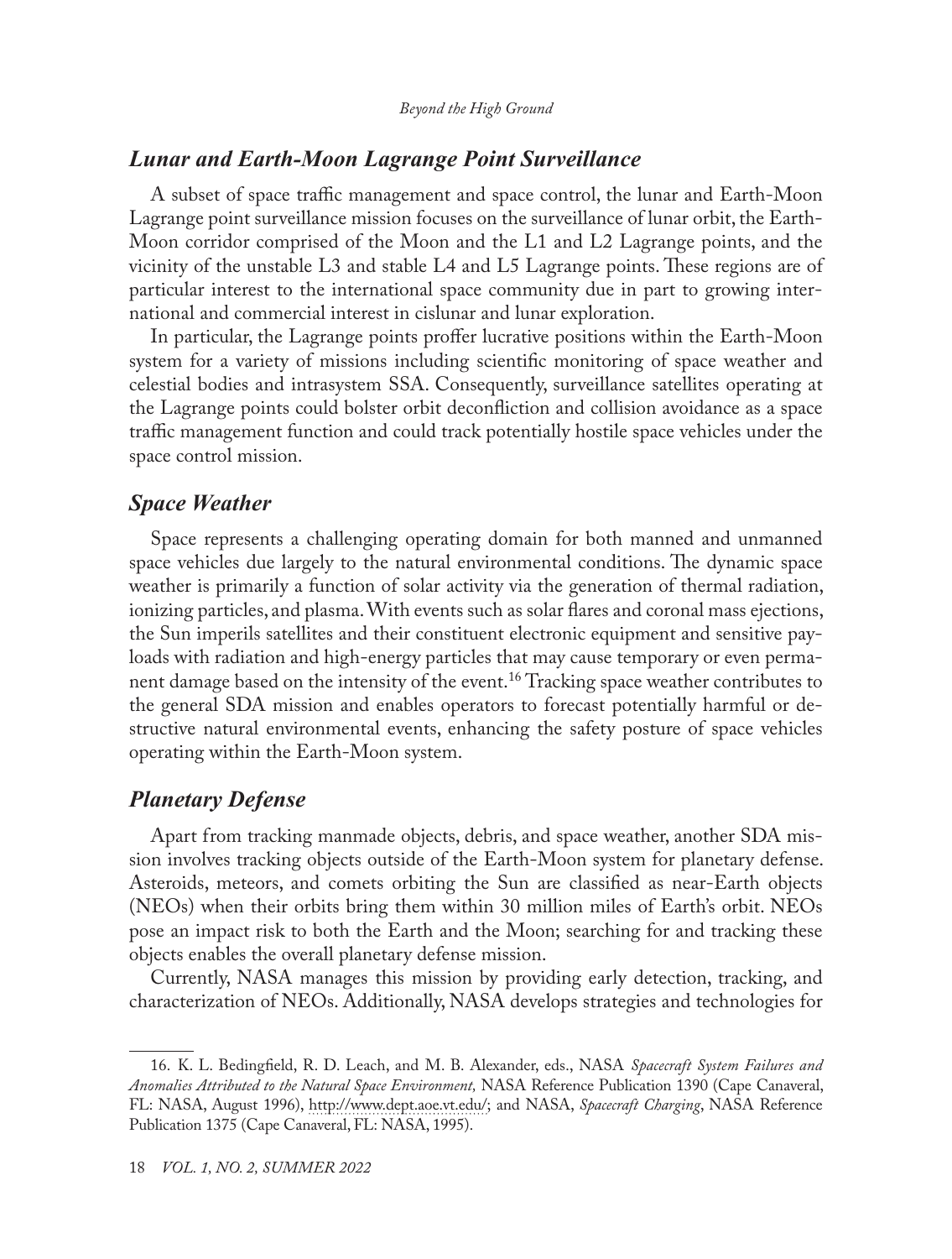### *Lunar and Earth-Moon Lagrange Point Surveillance*

A subset of space traffic management and space control, the lunar and Earth-Moon Lagrange point surveillance mission focuses on the surveillance of lunar orbit, the Earth-Moon corridor comprised of the Moon and the L1 and L2 Lagrange points, and the vicinity of the unstable L3 and stable L4 and L5 Lagrange points. These regions are of particular interest to the international space community due in part to growing international and commercial interest in cislunar and lunar exploration.

In particular, the Lagrange points proffer lucrative positions within the Earth-Moon system for a variety of missions including scientific monitoring of space weather and celestial bodies and intrasystem SSA. Consequently, surveillance satellites operating at the Lagrange points could bolster orbit deconfliction and collision avoidance as a space traffic management function and could track potentially hostile space vehicles under the space control mission.

### *Space Weather*

Space represents a challenging operating domain for both manned and unmanned space vehicles due largely to the natural environmental conditions. The dynamic space weather is primarily a function of solar activity via the generation of thermal radiation, ionizing particles, and plasma. With events such as solar flares and coronal mass ejections, the Sun imperils satellites and their constituent electronic equipment and sensitive payloads with radiation and high-energy particles that may cause temporary or even permanent damage based on the intensity of the event.[16] Tracking space weather contributes to the general SDA mission and enables operators to forecast potentially harmful or destructive natural environmental events, enhancing the safety posture of space vehicles operating within the Earth-Moon system.

### *Planetary Defense*

Apart from tracking manmade objects, debris, and space weather, another SDA mission involves tracking objects outside of the Earth-Moon system for planetary defense. Asteroids, meteors, and comets orbiting the Sun are classified as near-Earth objects (NEOs) when their orbits bring them within 30 million miles of Earth's orbit. NEOs pose an impact risk to both the Earth and the Moon; searching for and tracking these objects enables the overall planetary defense mission.

Currently, NASA manages this mission by providing early detection, tracking, and characterization of NEOs. Additionally, NASA develops strategies and technologies for

---

16. K. L. Bedingfield, R. D. Leach, and M. B. Alexander, eds., NASA *Spacecraft System Failures and Anomalies Attributed to the Natural Space Environment,* NASA Reference Publication 1390 (Cape Canaveral, FL: NASA, August 1996), http://www.dept.aoe.vt.edu/; and NASA, *Spacecraft Charging*, NASA Reference Publication 1375 (Cape Canaveral, FL: NASA, 1995).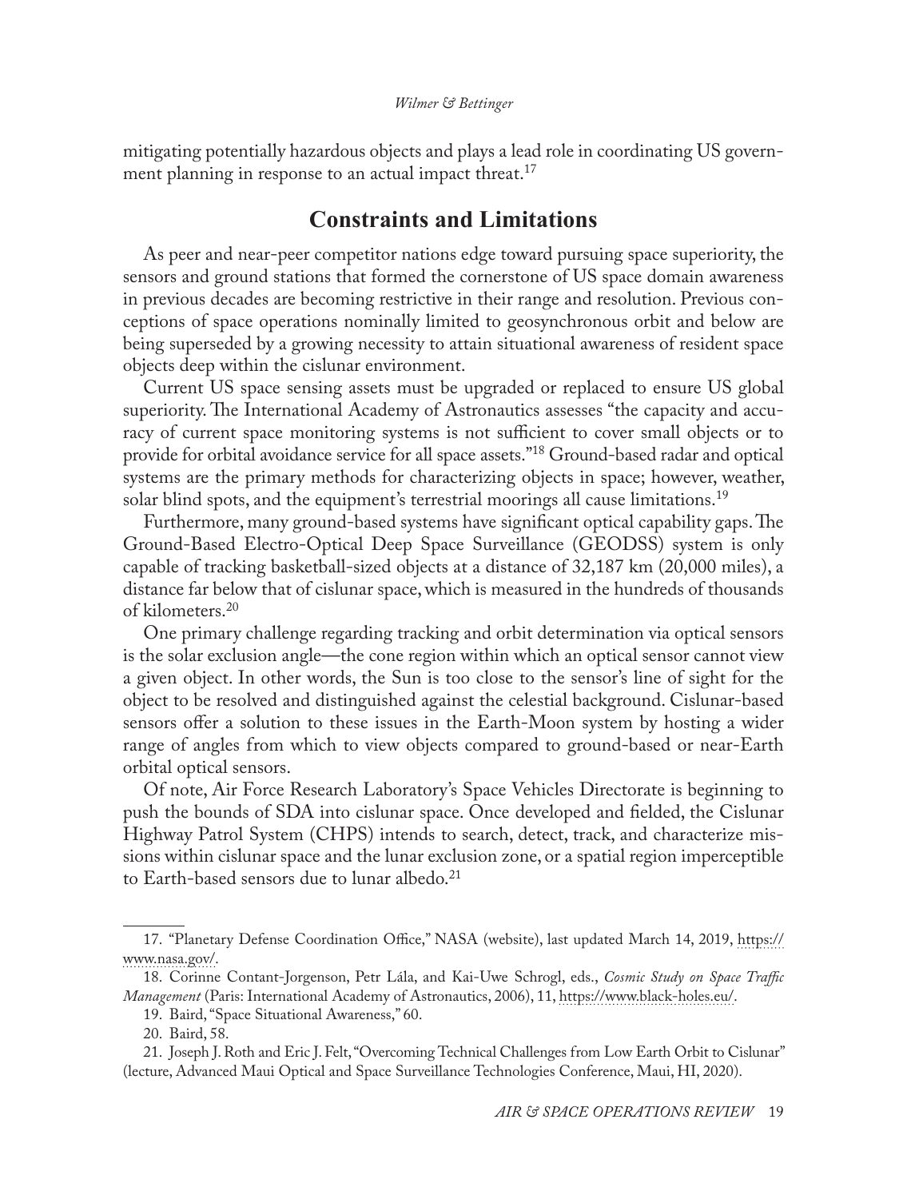mitigating potentially hazardous objects and plays a lead role in coordinating US government planning in response to an actual impact threat.[17]

## Constraints and Limitations

As peer and near-peer competitor nations edge toward pursuing space superiority, the sensors and ground stations that formed the cornerstone of US space domain awareness in previous decades are becoming restrictive in their range and resolution. Previous conceptions of space operations nominally limited to geosynchronous orbit and below are being superseded by a growing necessity to attain situational awareness of resident space objects deep within the cislunar environment.

Current US space sensing assets must be upgraded or replaced to ensure US global superiority. The International Academy of Astronautics assesses "the capacity and accuracy of current space monitoring systems is not sufficient to cover small objects or to provide for orbital avoidance service for all space assets."[18] Ground-based radar and optical systems are the primary methods for characterizing objects in space; however, weather, solar blind spots, and the equipment's terrestrial moorings all cause limitations.[19]

Furthermore, many ground-based systems have significant optical capability gaps. The Ground-Based Electro-Optical Deep Space Surveillance (GEODSS) system is only capable of tracking basketball-sized objects at a distance of 32,187 km (20,000 miles), a distance far below that of cislunar space, which is measured in the hundreds of thousands of kilometers.[20]

One primary challenge regarding tracking and orbit determination via optical sensors is the solar exclusion angle—the cone region within which an optical sensor cannot view a given object. In other words, the Sun is too close to the sensor's line of sight for the object to be resolved and distinguished against the celestial background. Cislunar-based sensors offer a solution to these issues in the Earth-Moon system by hosting a wider range of angles from which to view objects compared to ground-based or near-Earth orbital optical sensors.

Of note, Air Force Research Laboratory's Space Vehicles Directorate is beginning to push the bounds of SDA into cislunar space. Once developed and fielded, the Cislunar Highway Patrol System (CHPS) intends to search, detect, track, and characterize missions within cislunar space and the lunar exclusion zone, or a spatial region imperceptible to Earth-based sensors due to lunar albedo.[21]

---

17. "Planetary Defense Coordination Office," NASA (website), last updated March 14, 2019, https://www.nasa.gov/.

18. Corinne Contant-Jorgenson, Petr Lála, and Kai-Uwe Schrogl, eds., *Cosmic Study on Space Traffic Management* (Paris: International Academy of Astronautics, 2006), 11, https://www.black-holes.eu/.

19. Baird, "Space Situational Awareness," 60.

20. Baird, 58.

21. Joseph J. Roth and Eric J. Felt, "Overcoming Technical Challenges from Low Earth Orbit to Cislunar" (lecture, Advanced Maui Optical and Space Surveillance Technologies Conference, Maui, HI, 2020).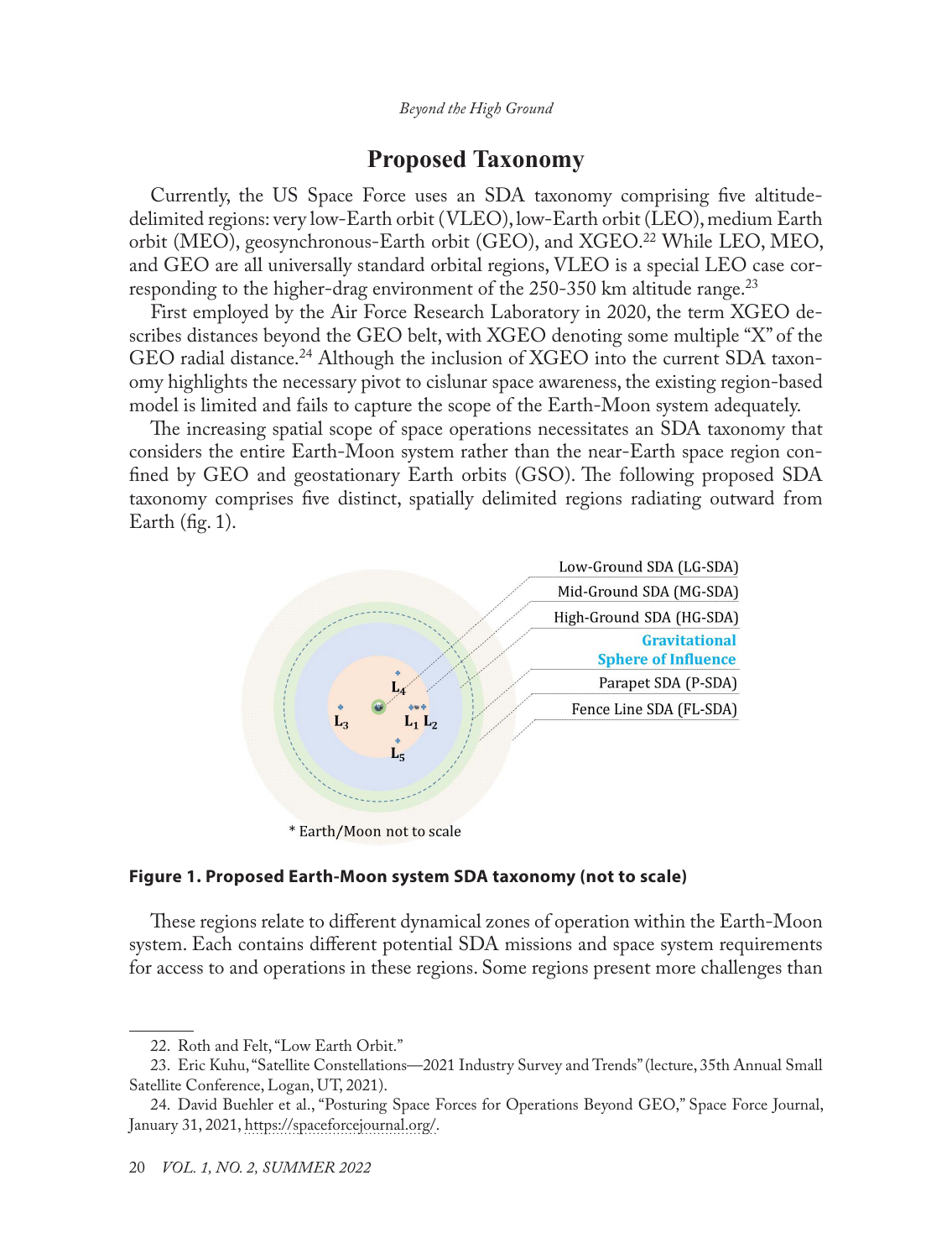## Proposed Taxonomy

Currently, the US Space Force uses an SDA taxonomy comprising five altitude-delimited regions: very low-Earth orbit (VLEO), low-Earth orbit (LEO), medium Earth orbit (MEO), geosynchronous-Earth orbit (GEO), and XGEO.[22] While LEO, MEO, and GEO are all universally standard orbital regions, VLEO is a special LEO case corresponding to the higher-drag environment of the 250-350 km altitude range.[23]

First employed by the Air Force Research Laboratory in 2020, the term XGEO describes distances beyond the GEO belt, with XGEO denoting some multiple "X" of the GEO radial distance.[24] Although the inclusion of XGEO into the current SDA taxonomy highlights the necessary pivot to cislunar space awareness, the existing region-based model is limited and fails to capture the scope of the Earth-Moon system adequately.

The increasing spatial scope of space operations necessitates an SDA taxonomy that considers the entire Earth-Moon system rather than the near-Earth space region confined by GEO and geostationary Earth orbits (GSO). The following proposed SDA taxonomy comprises five distinct, spatially delimited regions radiating outward from Earth (fig. 1).

Low-Ground SDA (LG-SDA)
Mid-Ground SDA (MG-SDA)
High-Ground SDA (HG-SDA)
Gravitational Sphere of Influence
Parapet SDA (P-SDA)
Fence Line SDA (FL-SDA)

$L_4$ $L_3$ $L_1$ $L_2$ $L_5$

\* Earth/Moon not to scale

**Figure 1. Proposed Earth-Moon system SDA taxonomy (not to scale)**

These regions relate to different dynamical zones of operation within the Earth-Moon system. Each contains different potential SDA missions and space system requirements for access to and operations in these regions. Some regions present more challenges than

---

22. Roth and Felt, "Low Earth Orbit."

23. Eric Kuhu, "Satellite Constellations—2021 Industry Survey and Trends" (lecture, 35th Annual Small Satellite Conference, Logan, UT, 2021).

24. David Buehler et al., "Posturing Space Forces for Operations Beyond GEO," Space Force Journal, January 31, 2021, https://spaceforcejournal.org/.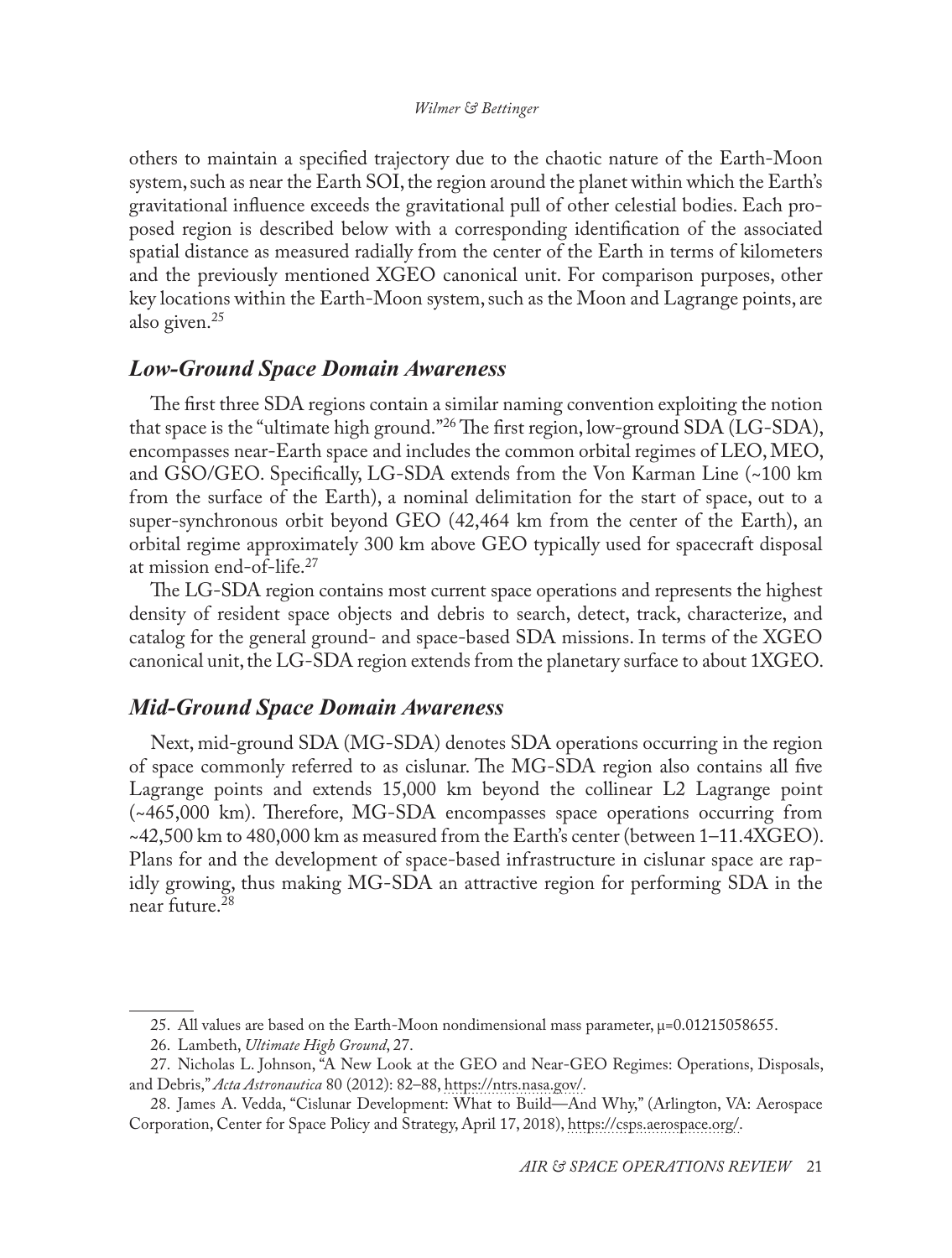others to maintain a specified trajectory due to the chaotic nature of the Earth-Moon system, such as near the Earth SOI, the region around the planet within which the Earth's gravitational influence exceeds the gravitational pull of other celestial bodies. Each proposed region is described below with a corresponding identification of the associated spatial distance as measured radially from the center of the Earth in terms of kilometers and the previously mentioned XGEO canonical unit. For comparison purposes, other key locations within the Earth-Moon system, such as the Moon and Lagrange points, are also given.[25]

## *Low-Ground Space Domain Awareness*

The first three SDA regions contain a similar naming convention exploiting the notion that space is the "ultimate high ground."[26] The first region, low-ground SDA (LG-SDA), encompasses near-Earth space and includes the common orbital regimes of LEO, MEO, and GSO/GEO. Specifically, LG-SDA extends from the Von Karman Line (~100 km from the surface of the Earth), a nominal delimitation for the start of space, out to a super-synchronous orbit beyond GEO (42,464 km from the center of the Earth), an orbital regime approximately 300 km above GEO typically used for spacecraft disposal at mission end-of-life.[27]

The LG-SDA region contains most current space operations and represents the highest density of resident space objects and debris to search, detect, track, characterize, and catalog for the general ground- and space-based SDA missions. In terms of the XGEO canonical unit, the LG-SDA region extends from the planetary surface to about 1XGEO.

## *Mid-Ground Space Domain Awareness*

Next, mid-ground SDA (MG-SDA) denotes SDA operations occurring in the region of space commonly referred to as cislunar. The MG-SDA region also contains all five Lagrange points and extends 15,000 km beyond the collinear L2 Lagrange point (~465,000 km). Therefore, MG-SDA encompasses space operations occurring from ~42,500 km to 480,000 km as measured from the Earth's center (between 1–11.4XGEO). Plans for and the development of space-based infrastructure in cislunar space are rapidly growing, thus making MG-SDA an attractive region for performing SDA in the near future.[28]

---

25. All values are based on the Earth-Moon nondimensional mass parameter, $\mu$=0.01215058655.

26. Lambeth, *Ultimate High Ground*, 27.

27. Nicholas L. Johnson, "A New Look at the GEO and Near-GEO Regimes: Operations, Disposals, and Debris," *Acta Astronautica* 80 (2012): 82–88, https://ntrs.nasa.gov/.

28. James A. Vedda, "Cislunar Development: What to Build—And Why," (Arlington, VA: Aerospace Corporation, Center for Space Policy and Strategy, April 17, 2018), https://csps.aerospace.org/.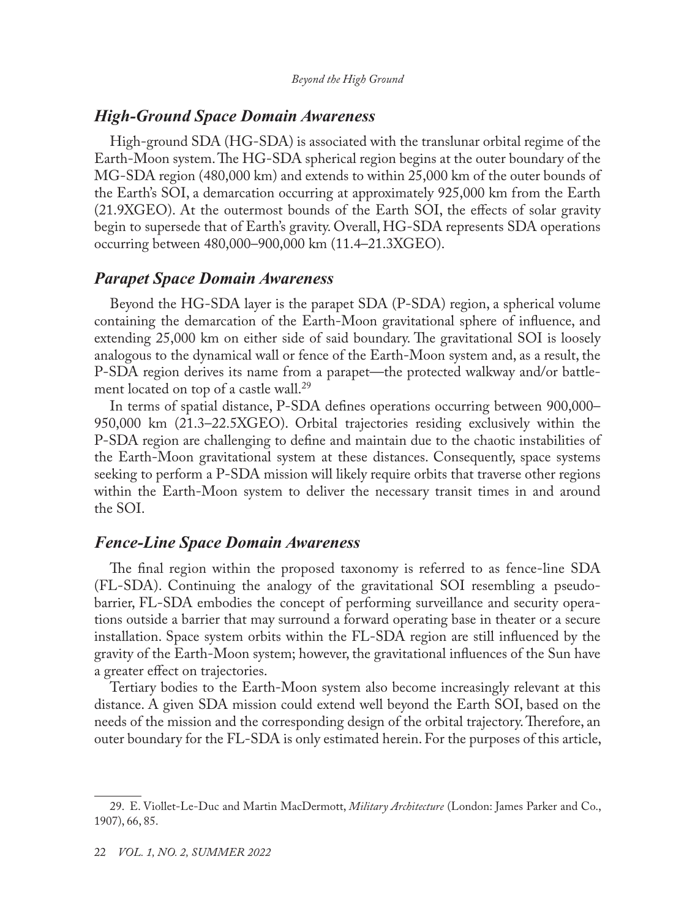### *High-Ground Space Domain Awareness*

High-ground SDA (HG-SDA) is associated with the translunar orbital regime of the Earth-Moon system. The HG-SDA spherical region begins at the outer boundary of the MG-SDA region (480,000 km) and extends to within 25,000 km of the outer bounds of the Earth's SOI, a demarcation occurring at approximately 925,000 km from the Earth (21.9XGEO). At the outermost bounds of the Earth SOI, the effects of solar gravity begin to supersede that of Earth's gravity. Overall, HG-SDA represents SDA operations occurring between 480,000–900,000 km (11.4–21.3XGEO).

### *Parapet Space Domain Awareness*

Beyond the HG-SDA layer is the parapet SDA (P-SDA) region, a spherical volume containing the demarcation of the Earth-Moon gravitational sphere of influence, and extending 25,000 km on either side of said boundary. The gravitational SOI is loosely analogous to the dynamical wall or fence of the Earth-Moon system and, as a result, the P-SDA region derives its name from a parapet—the protected walkway and/or battlement located on top of a castle wall.[29]

In terms of spatial distance, P-SDA defines operations occurring between 900,000–950,000 km (21.3–22.5XGEO). Orbital trajectories residing exclusively within the P-SDA region are challenging to define and maintain due to the chaotic instabilities of the Earth-Moon gravitational system at these distances. Consequently, space systems seeking to perform a P-SDA mission will likely require orbits that traverse other regions within the Earth-Moon system to deliver the necessary transit times in and around the SOI.

### *Fence-Line Space Domain Awareness*

The final region within the proposed taxonomy is referred to as fence-line SDA (FL-SDA). Continuing the analogy of the gravitational SOI resembling a pseudo-barrier, FL-SDA embodies the concept of performing surveillance and security operations outside a barrier that may surround a forward operating base in theater or a secure installation. Space system orbits within the FL-SDA region are still influenced by the gravity of the Earth-Moon system; however, the gravitational influences of the Sun have a greater effect on trajectories.

Tertiary bodies to the Earth-Moon system also become increasingly relevant at this distance. A given SDA mission could extend well beyond the Earth SOI, based on the needs of the mission and the corresponding design of the orbital trajectory. Therefore, an outer boundary for the FL-SDA is only estimated herein. For the purposes of this article,

---

29. E. Viollet-Le-Duc and Martin MacDermott, *Military Architecture* (London: James Parker and Co., 1907), 66, 85.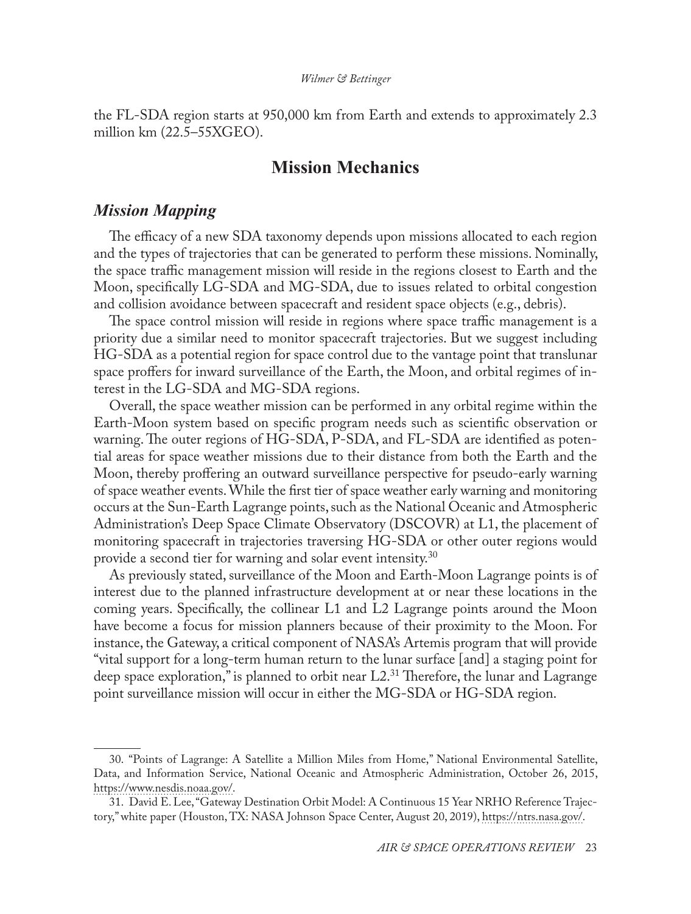the FL-SDA region starts at 950,000 km from Earth and extends to approximately 2.3 million km (22.5–55XGEO).

## Mission Mechanics

### *Mission Mapping*

The efficacy of a new SDA taxonomy depends upon missions allocated to each region and the types of trajectories that can be generated to perform these missions. Nominally, the space traffic management mission will reside in the regions closest to Earth and the Moon, specifically LG-SDA and MG-SDA, due to issues related to orbital congestion and collision avoidance between spacecraft and resident space objects (e.g., debris).

The space control mission will reside in regions where space traffic management is a priority due a similar need to monitor spacecraft trajectories. But we suggest including HG-SDA as a potential region for space control due to the vantage point that translunar space proffers for inward surveillance of the Earth, the Moon, and orbital regimes of interest in the LG-SDA and MG-SDA regions.

Overall, the space weather mission can be performed in any orbital regime within the Earth-Moon system based on specific program needs such as scientific observation or warning. The outer regions of HG-SDA, P-SDA, and FL-SDA are identified as potential areas for space weather missions due to their distance from both the Earth and the Moon, thereby proffering an outward surveillance perspective for pseudo-early warning of space weather events. While the first tier of space weather early warning and monitoring occurs at the Sun-Earth Lagrange points, such as the National Oceanic and Atmospheric Administration's Deep Space Climate Observatory (DSCOVR) at L1, the placement of monitoring spacecraft in trajectories traversing HG-SDA or other outer regions would provide a second tier for warning and solar event intensity.[30]

As previously stated, surveillance of the Moon and Earth-Moon Lagrange points is of interest due to the planned infrastructure development at or near these locations in the coming years. Specifically, the collinear L1 and L2 Lagrange points around the Moon have become a focus for mission planners because of their proximity to the Moon. For instance, the Gateway, a critical component of NASA's Artemis program that will provide "vital support for a long-term human return to the lunar surface [and] a staging point for deep space exploration," is planned to orbit near L2.[31] Therefore, the lunar and Lagrange point surveillance mission will occur in either the MG-SDA or HG-SDA region.

---

30. "Points of Lagrange: A Satellite a Million Miles from Home," National Environmental Satellite, Data, and Information Service, National Oceanic and Atmospheric Administration, October 26, 2015, https://www.nesdis.noaa.gov/.

31. David E. Lee, "Gateway Destination Orbit Model: A Continuous 15 Year NRHO Reference Trajectory," white paper (Houston, TX: NASA Johnson Space Center, August 20, 2019), https://ntrs.nasa.gov/.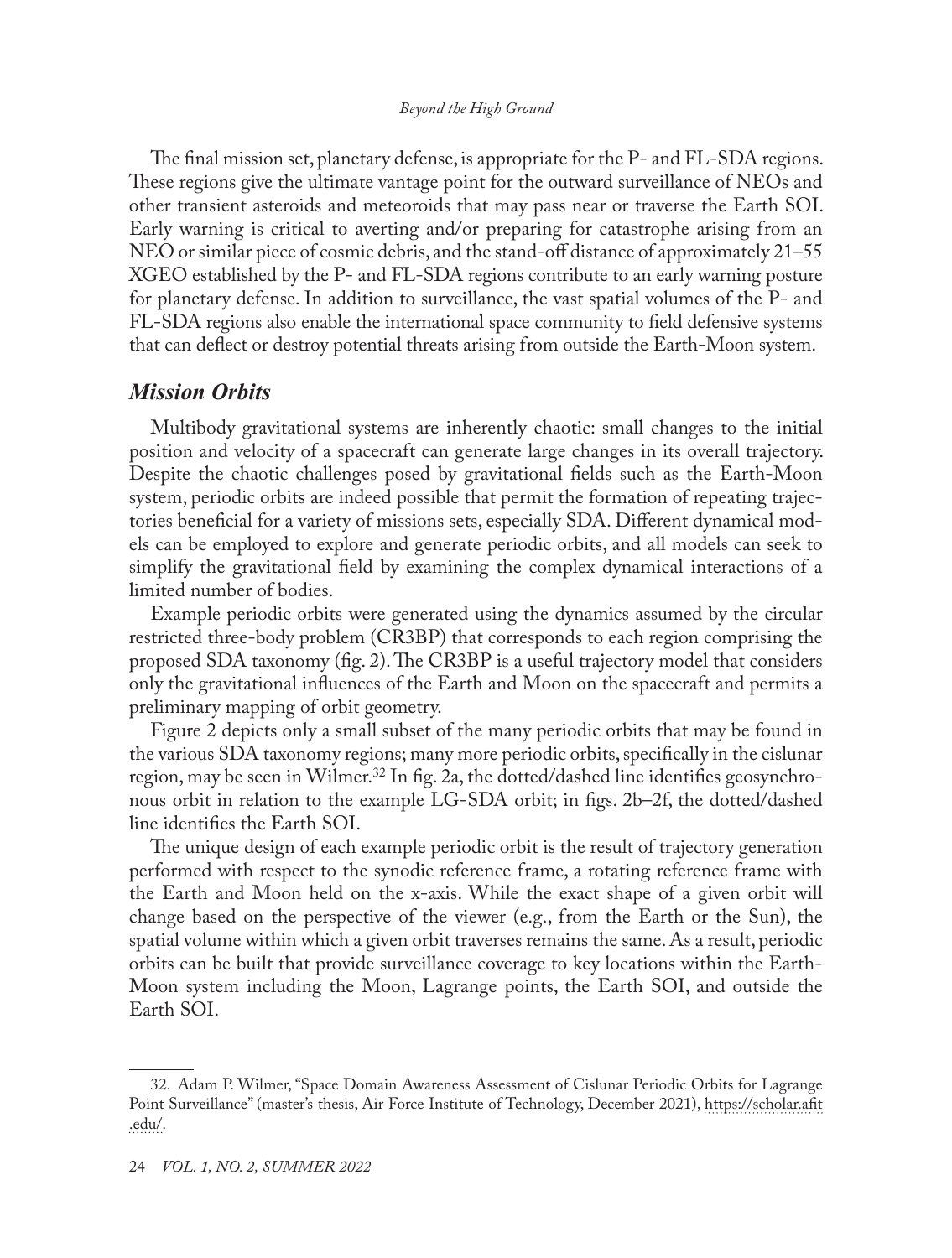The final mission set, planetary defense, is appropriate for the P- and FL-SDA regions. These regions give the ultimate vantage point for the outward surveillance of NEOs and other transient asteroids and meteoroids that may pass near or traverse the Earth SOI. Early warning is critical to averting and/or preparing for catastrophe arising from an NEO or similar piece of cosmic debris, and the stand-off distance of approximately 21–55 XGEO established by the P- and FL-SDA regions contribute to an early warning posture for planetary defense. In addition to surveillance, the vast spatial volumes of the P- and FL-SDA regions also enable the international space community to field defensive systems that can deflect or destroy potential threats arising from outside the Earth-Moon system.

## *Mission Orbits*

Multibody gravitational systems are inherently chaotic: small changes to the initial position and velocity of a spacecraft can generate large changes in its overall trajectory. Despite the chaotic challenges posed by gravitational fields such as the Earth-Moon system, periodic orbits are indeed possible that permit the formation of repeating trajectories beneficial for a variety of missions sets, especially SDA. Different dynamical models can be employed to explore and generate periodic orbits, and all models can seek to simplify the gravitational field by examining the complex dynamical interactions of a limited number of bodies.

Example periodic orbits were generated using the dynamics assumed by the circular restricted three-body problem (CR3BP) that corresponds to each region comprising the proposed SDA taxonomy (fig. 2). The CR3BP is a useful trajectory model that considers only the gravitational influences of the Earth and Moon on the spacecraft and permits a preliminary mapping of orbit geometry.

Figure 2 depicts only a small subset of the many periodic orbits that may be found in the various SDA taxonomy regions; many more periodic orbits, specifically in the cislunar region, may be seen in Wilmer.[32] In fig. 2a, the dotted/dashed line identifies geosynchronous orbit in relation to the example LG-SDA orbit; in figs. 2b–2f, the dotted/dashed line identifies the Earth SOI.

The unique design of each example periodic orbit is the result of trajectory generation performed with respect to the synodic reference frame, a rotating reference frame with the Earth and Moon held on the x-axis. While the exact shape of a given orbit will change based on the perspective of the viewer (e.g., from the Earth or the Sun), the spatial volume within which a given orbit traverses remains the same. As a result, periodic orbits can be built that provide surveillance coverage to key locations within the Earth-Moon system including the Moon, Lagrange points, the Earth SOI, and outside the Earth SOI.

---

32. Adam P. Wilmer, "Space Domain Awareness Assessment of Cislunar Periodic Orbits for Lagrange Point Surveillance" (master's thesis, Air Force Institute of Technology, December 2021), https://scholar.afit.edu/.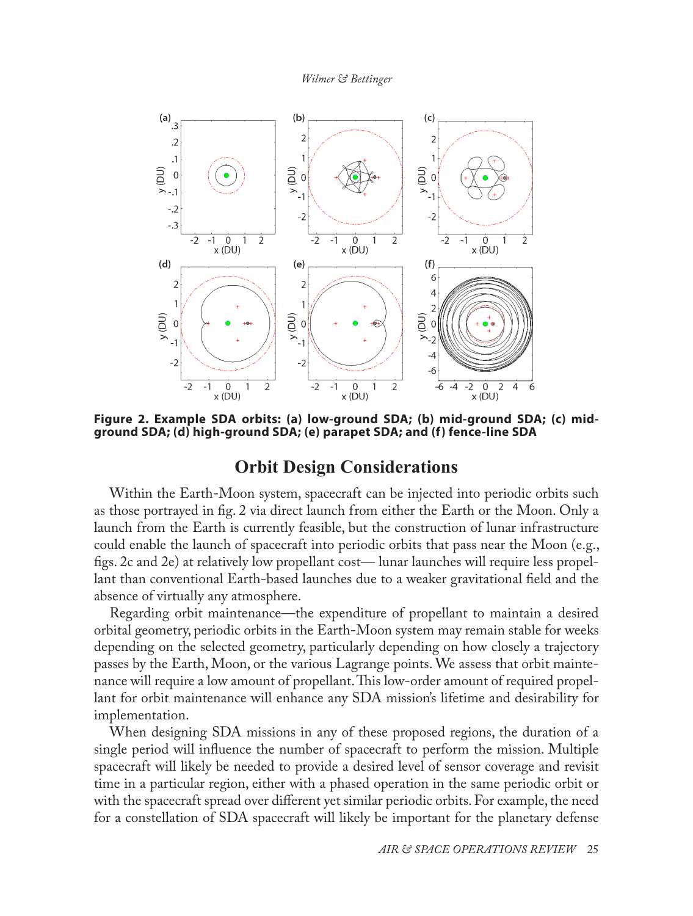**Figure 2. Example SDA orbits: (a) low-ground SDA; (b) mid-ground SDA; (c) mid-ground SDA; (d) high-ground SDA; (e) parapet SDA; and (f) fence-line SDA**

## Orbit Design Considerations

Within the Earth-Moon system, spacecraft can be injected into periodic orbits such as those portrayed in fig. 2 via direct launch from either the Earth or the Moon. Only a launch from the Earth is currently feasible, but the construction of lunar infrastructure could enable the launch of spacecraft into periodic orbits that pass near the Moon (e.g., figs. 2c and 2e) at relatively low propellant cost— lunar launches will require less propellant than conventional Earth-based launches due to a weaker gravitational field and the absence of virtually any atmosphere.

Regarding orbit maintenance—the expenditure of propellant to maintain a desired orbital geometry, periodic orbits in the Earth-Moon system may remain stable for weeks depending on the selected geometry, particularly depending on how closely a trajectory passes by the Earth, Moon, or the various Lagrange points. We assess that orbit maintenance will require a low amount of propellant. This low-order amount of required propellant for orbit maintenance will enhance any SDA mission's lifetime and desirability for implementation.

When designing SDA missions in any of these proposed regions, the duration of a single period will influence the number of spacecraft to perform the mission. Multiple spacecraft will likely be needed to provide a desired level of sensor coverage and revisit time in a particular region, either with a phased operation in the same periodic orbit or with the spacecraft spread over different yet similar periodic orbits. For example, the need for a constellation of SDA spacecraft will likely be important for the planetary defense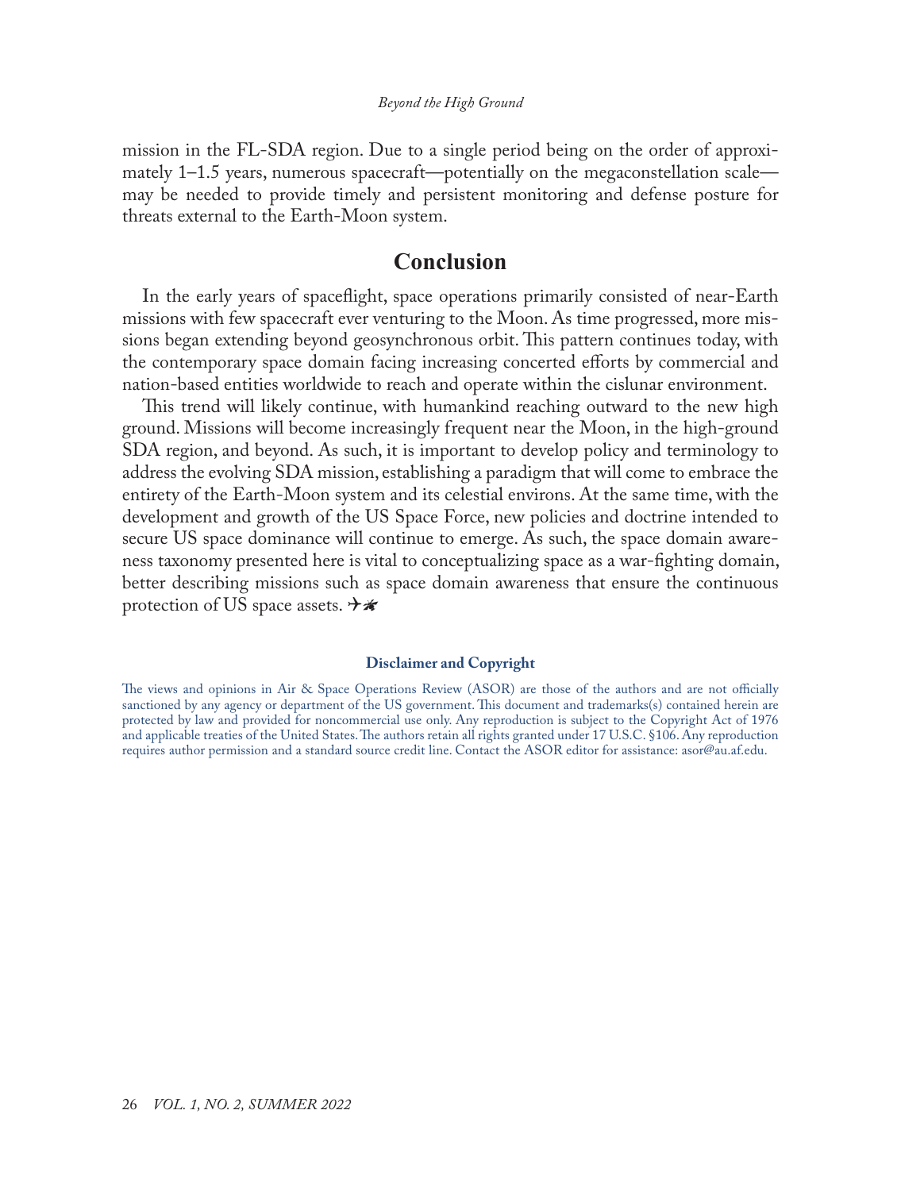mission in the FL-SDA region. Due to a single period being on the order of approximately 1–1.5 years, numerous spacecraft—potentially on the megaconstellation scale—may be needed to provide timely and persistent monitoring and defense posture for threats external to the Earth-Moon system.

## Conclusion

In the early years of spaceflight, space operations primarily consisted of near-Earth missions with few spacecraft ever venturing to the Moon. As time progressed, more missions began extending beyond geosynchronous orbit. This pattern continues today, with the contemporary space domain facing increasing concerted efforts by commercial and nation-based entities worldwide to reach and operate within the cislunar environment.

This trend will likely continue, with humankind reaching outward to the new high ground. Missions will become increasingly frequent near the Moon, in the high-ground SDA region, and beyond. As such, it is important to develop policy and terminology to address the evolving SDA mission, establishing a paradigm that will come to embrace the entirety of the Earth-Moon system and its celestial environs. At the same time, with the development and growth of the US Space Force, new policies and doctrine intended to secure US space dominance will continue to emerge. As such, the space domain awareness taxonomy presented here is vital to conceptualizing space as a war-fighting domain, better describing missions such as space domain awareness that ensure the continuous protection of US space assets.

**Disclaimer and Copyright**

The views and opinions in Air & Space Operations Review (ASOR) are those of the authors and are not officially sanctioned by any agency or department of the US government. This document and trademarks(s) contained herein are protected by law and provided for noncommercial use only. Any reproduction is subject to the Copyright Act of 1976 and applicable treaties of the United States. The authors retain all rights granted under 17 U.S.C. §106. Any reproduction requires author permission and a standard source credit line. Contact the ASOR editor for assistance: asor@au.af.edu.